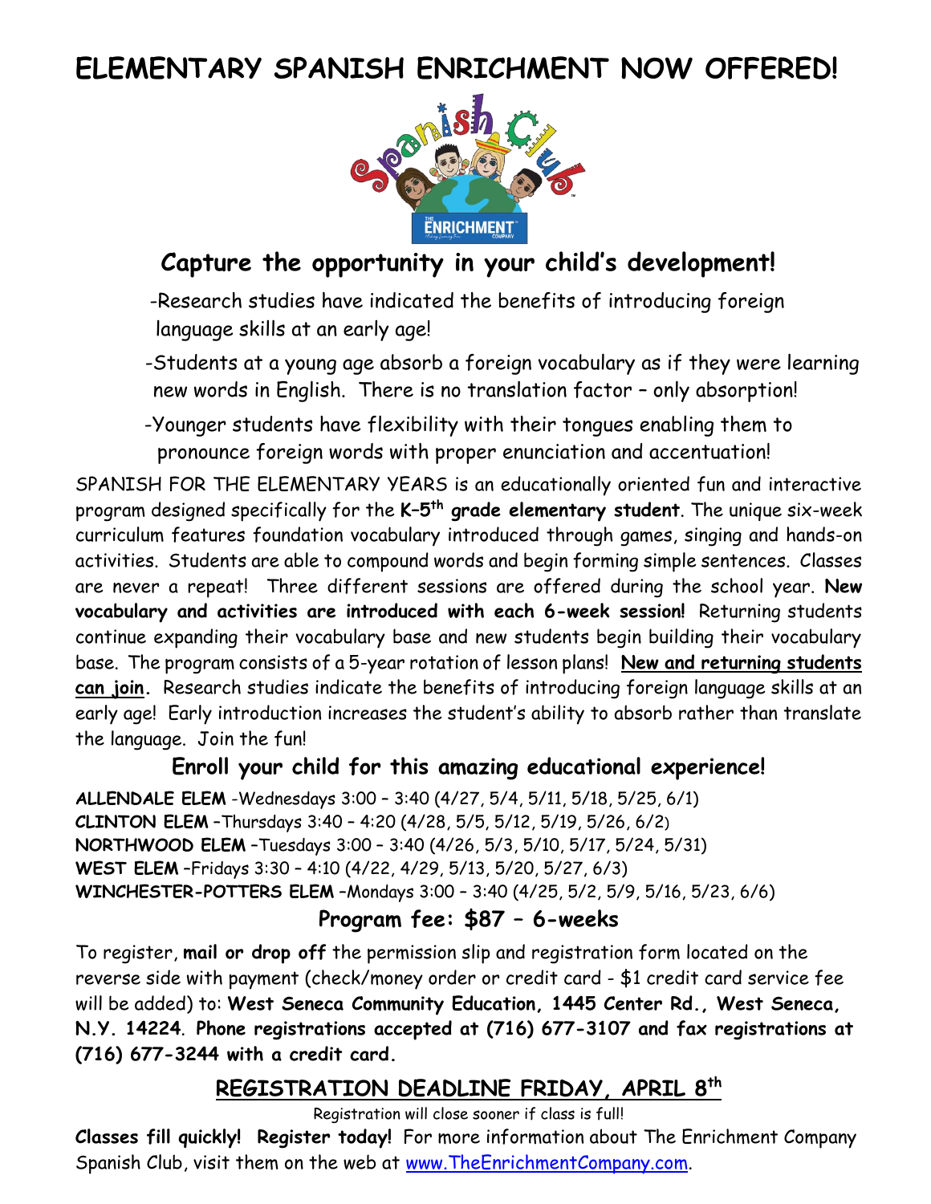# ELEMENTARY SPANISH ENRICHMENT NOW OFFERED!

## Capture the opportunity in your child's development!

-Research studies have indicated the benefits of introducing foreign language skills at an early age!

-Students at a young age absorb a foreign vocabulary as if they were learning new words in English. There is no translation factor – only absorption!

-Younger students have flexibility with their tongues enabling them to pronounce foreign words with proper enunciation and accentuation!

SPANISH FOR THE ELEMENTARY YEARS is an educationally oriented fun and interactive program designed specifically for the **K–5th grade elementary student**. The unique six-week curriculum features foundation vocabulary introduced through games, singing and hands-on activities. Students are able to compound words and begin forming simple sentences. Classes are never a repeat! Three different sessions are offered during the school year. **New vocabulary and activities are introduced with each 6-week session!** Returning students continue expanding their vocabulary base and new students begin building their vocabulary base. The program consists of a 5-year rotation of lesson plans! **New and returning students can join.** Research studies indicate the benefits of introducing foreign language skills at an early age! Early introduction increases the student's ability to absorb rather than translate the language. Join the fun!

### Enroll your child for this amazing educational experience!

**ALLENDALE ELEM** -Wednesdays 3:00 – 3:40 (4/27, 5/4, 5/11, 5/18, 5/25, 6/1)
**CLINTON ELEM** –Thursdays 3:40 – 4:20 (4/28, 5/5, 5/12, 5/19, 5/26, 6/2)
**NORTHWOOD ELEM** –Tuesdays 3:00 – 3:40 (4/26, 5/3, 5/10, 5/17, 5/24, 5/31)
**WEST ELEM** –Fridays 3:30 – 4:10 (4/22, 4/29, 5/13, 5/20, 5/27, 6/3)
**WINCHESTER-POTTERS ELEM** –Mondays 3:00 – 3:40 (4/25, 5/2, 5/9, 5/16, 5/23, 6/6)

### Program fee: $87 – 6-weeks

To register, **mail or drop off** the permission slip and registration form located on the reverse side with payment (check/money order or credit card - $1 credit card service fee will be added) to: **West Seneca Community Education, 1445 Center Rd., West Seneca, N.Y. 14224**. **Phone registrations accepted at (716) 677-3107 and fax registrations at (716) 677-3244 with a credit card.**

## REGISTRATION DEADLINE FRIDAY, APRIL 8th

Registration will close sooner if class is full!

**Classes fill quickly! Register today!** For more information about The Enrichment Company Spanish Club, visit them on the web at www.TheEnrichmentCompany.com.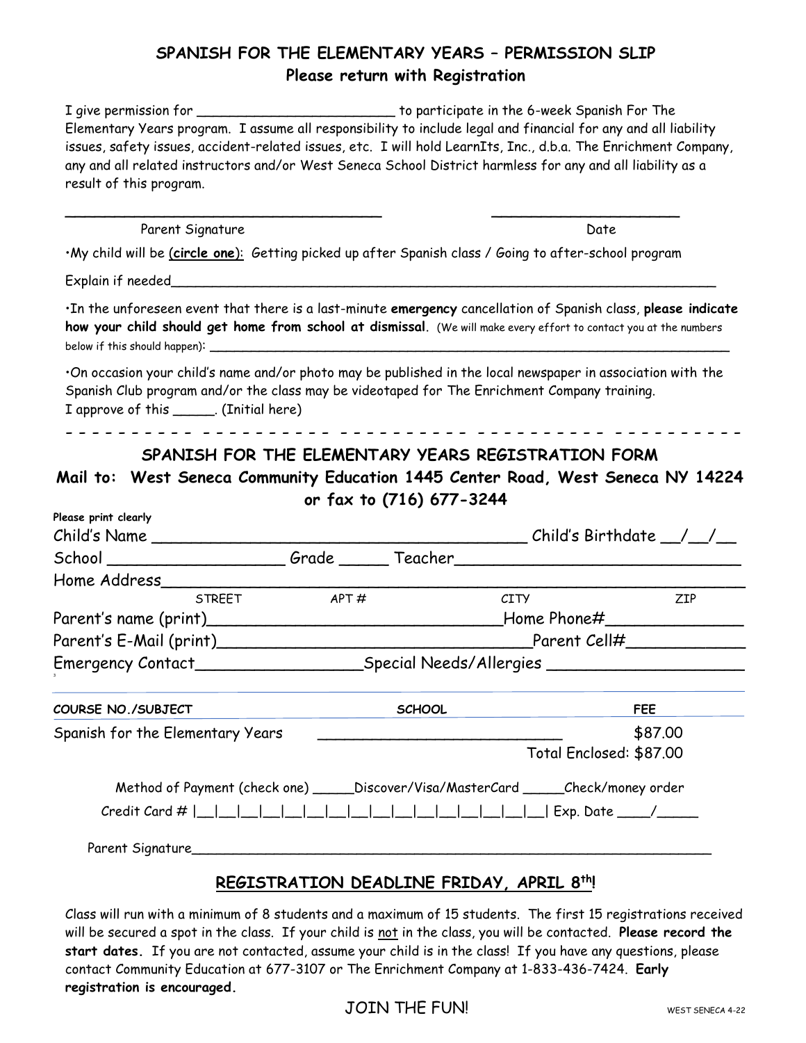## SPANISH FOR THE ELEMENTARY YEARS – PERMISSION SLIP

**Please return with Registration**

I give permission for ________________________ to participate in the 6-week Spanish For The Elementary Years program. I assume all responsibility to include legal and financial for any and all liability issues, safety issues, accident-related issues, etc. I will hold LearnIts, Inc., d.b.a. The Enrichment Company, any and all related instructors and/or West Seneca School District harmless for any and all liability as a result of this program.

_____________________________________ &nbsp;&nbsp;&nbsp;&nbsp; ______________________

Parent Signature &nbsp;&nbsp;&nbsp;&nbsp; Date

• My child will be (**circle one**): Getting picked up after Spanish class / Going to after-school program

Explain if needed_______________________________________________________________

• In the unforeseen event that there is a last-minute **emergency** cancellation of Spanish class, **please indicate how your child should get home from school at dismissal**. (We will make every effort to contact you at the numbers below if this should happen): ______________________________________________________

• On occasion your child's name and/or photo may be published in the local newspaper in association with the Spanish Club program and/or the class may be videotaped for The Enrichment Company training.
I approve of this _____. (Initial here)

- - - - - - - - - - - - - - - - - - - - - - - - - - - - - - - - - - - - - - - - - - - - - - -

## SPANISH FOR THE ELEMENTARY YEARS REGISTRATION FORM

**Mail to: West Seneca Community Education 1445 Center Road, West Seneca NY 14224 or fax to (716) 677-3244**

**Please print clearly**

Child's Name ______________________________________ Child's Birthdate __/__/__

School ___________________ Grade _____ Teacher______________________________

Home Address_____________________________________________________________

STREET &nbsp;&nbsp; APT # &nbsp;&nbsp; CITY &nbsp;&nbsp; ZIP

Parent's name (print)________________________________Home Phone#______________

Parent's E-Mail (print)_________________________________Parent Cell#____________

Emergency Contact_________________Special Needs/Allergies ____________________

| COURSE NO./SUBJECT | SCHOOL | FEE |
|---|---|---|
| Spanish for the Elementary Years | __________________________ | $87.00 |
| | | Total Enclosed: $87.00 |

Method of Payment (check one) _____Discover/Visa/MasterCard _____Check/money order

Credit Card # |__|__|__|__|__|__|__|__|__|__|__|__|__|__|__|__| Exp. Date ____/_____

Parent Signature_________________________________________________________________

## REGISTRATION DEADLINE FRIDAY, APRIL 8th!

Class will run with a minimum of 8 students and a maximum of 15 students. The first 15 registrations received will be secured a spot in the class. If your child is not in the class, you will be contacted. **Please record the start dates.** If you are not contacted, assume your child is in the class! If you have any questions, please contact Community Education at 677-3107 or The Enrichment Company at 1-833-436-7424. **Early registration is encouraged.**

JOIN THE FUN!

WEST SENECA 4-22